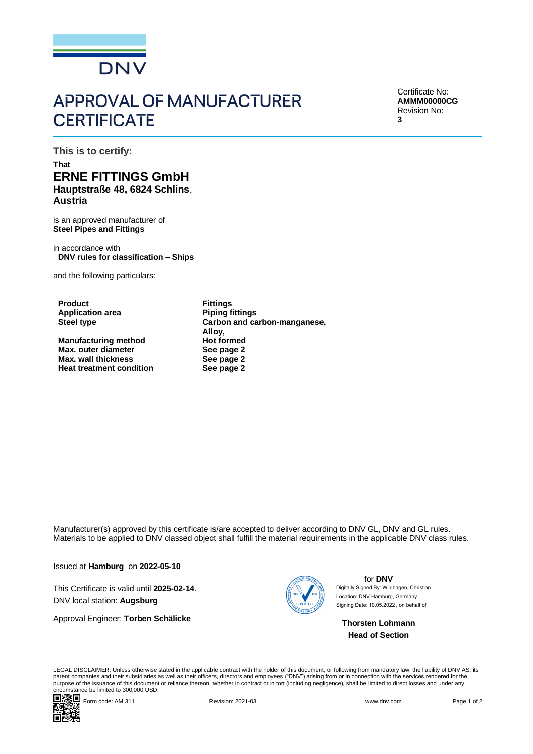DNV

# APPROVAL OF MANUFACTURER CERTIFICATE

Certificate No:
**AMMM00000CG**
Revision No:
**3**

**This is to certify:**

**That**

## ERNE FITTINGS GmbH

**Hauptstraße 48, 6824 Schlins**,
**Austria**

is an approved manufacturer of
**Steel Pipes and Fittings**

in accordance with
**DNV rules for classification – Ships**

and the following particulars:

| | |
|---|---|
| **Product** | **Fittings** |
| **Application area** | **Piping fittings** |
| **Steel type** | **Carbon and carbon-manganese, Alloy,** |
| **Manufacturing method** | **Hot formed** |
| **Max. outer diameter** | **See page 2** |
| **Max. wall thickness** | **See page 2** |
| **Heat treatment condition** | **See page 2** |

Manufacturer(s) approved by this certificate is/are accepted to deliver according to DNV GL, DNV and GL rules.
Materials to be applied to DNV classed object shall fulfill the material requirements in the applicable DNV class rules.

Issued at **Hamburg** on **2022-05-10**

This Certificate is valid until **2025-02-14**.
DNV local station: **Augsburg**

Approval Engineer: **Torben Schälicke**

for **DNV**
Digitally Signed By: Wildhagen, Christian
Location: DNV Hamburg, Germany
Signing Date: 10.05.2022 , on behalf of

**Thorsten Lohmann**
**Head of Section**

LEGAL DISCLAIMER: Unless otherwise stated in the applicable contract with the holder of this document, or following from mandatory law, the liability of DNV AS, its parent companies and their subsidiaries as well as their officers, directors and employees ("DNV") arising from or in connection with the services rendered for the purpose of the issuance of this document or reliance thereon, whether in contract or in tort (including negligence), shall be limited to direct losses and under any circumstance be limited to 300,000 USD.

Form code: AM 311 Revision: 2021-03 www.dnv.com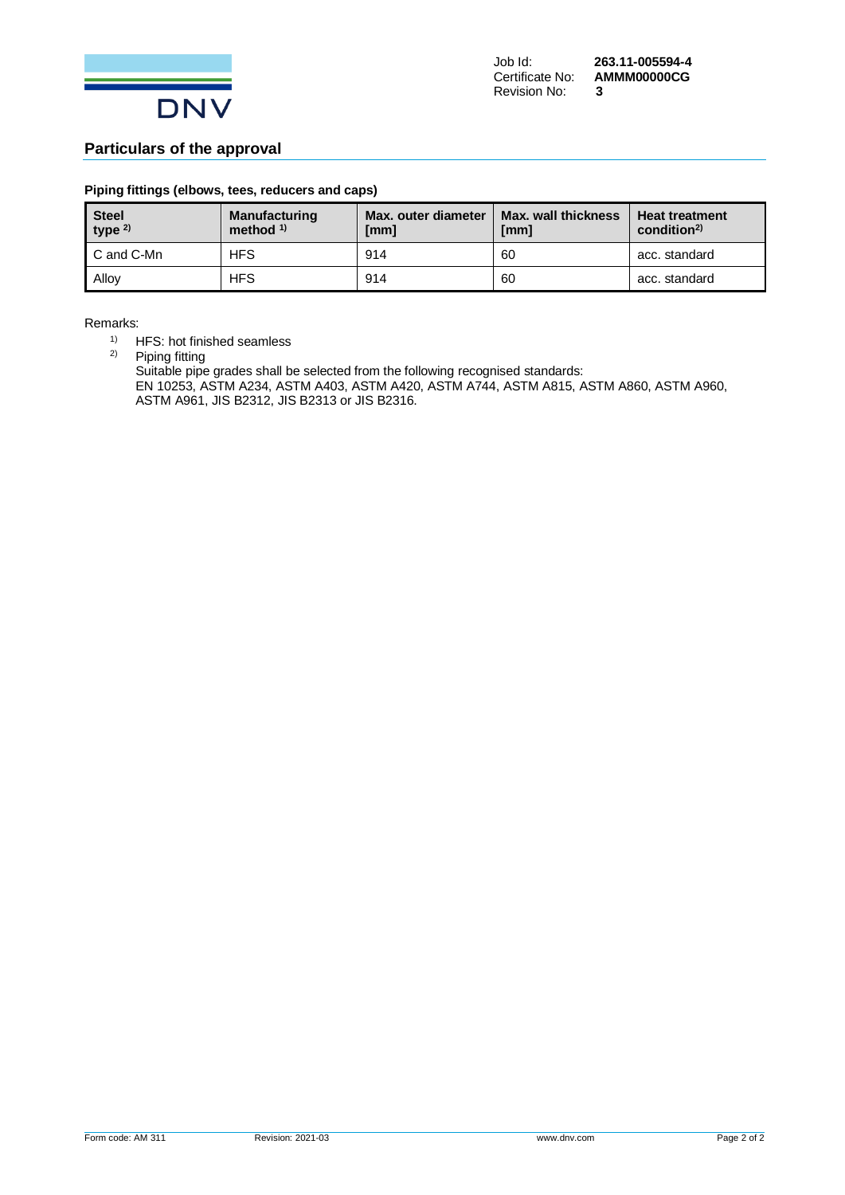Job Id: **263.11-005594-4**
Certificate No: **AMMM00000CG**
Revision No: **3**

## Particulars of the approval

### Piping fittings (elbows, tees, reducers and caps)

| Steel type [2] | Manufacturing method [1] | Max. outer diameter [mm] | Max. wall thickness [mm] | Heat treatment condition[2] |
|---|---|---|---|---|
| C and C-Mn | HFS | 914 | 60 | acc. standard |
| Alloy | HFS | 914 | 60 | acc. standard |

Remarks:

1) HFS: hot finished seamless
2) Piping fitting
   Suitable pipe grades shall be selected from the following recognised standards:
   EN 10253, ASTM A234, ASTM A403, ASTM A420, ASTM A744, ASTM A815, ASTM A860, ASTM A960, ASTM A961, JIS B2312, JIS B2313 or JIS B2316.